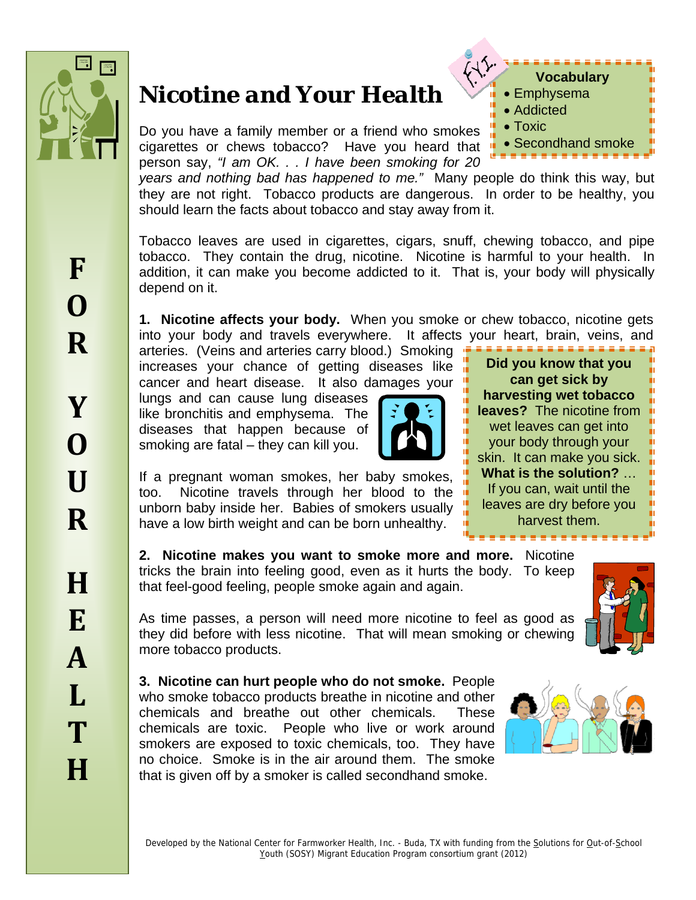# Nicotine and Your Health

FOR YOUR HEALTH

> **Vocabulary**
> - Emphysema
> - Addicted
> - Toxic
> - Secondhand smoke

Do you have a family member or a friend who smokes cigarettes or chews tobacco? Have you heard that person say, *"I am OK. . . I have been smoking for 20 years and nothing bad has happened to me."* Many people do think this way, but they are not right. Tobacco products are dangerous. In order to be healthy, you should learn the facts about tobacco and stay away from it.

Tobacco leaves are used in cigarettes, cigars, snuff, chewing tobacco, and pipe tobacco. They contain the drug, nicotine. Nicotine is harmful to your health. In addition, it can make you become addicted to it. That is, your body will physically depend on it.

**1. Nicotine affects your body.** When you smoke or chew tobacco, nicotine gets into your body and travels everywhere. It affects your heart, brain, veins, and arteries. (Veins and arteries carry blood.) Smoking increases your chance of getting diseases like cancer and heart disease. It also damages your lungs and can cause lung diseases like bronchitis and emphysema. The diseases that happen because of smoking are fatal – they can kill you.

If a pregnant woman smokes, her baby smokes, too. Nicotine travels through her blood to the unborn baby inside her. Babies of smokers usually have a low birth weight and can be born unhealthy.

> **Did you know that you can get sick by harvesting wet tobacco leaves?** The nicotine from wet leaves can get into your body through your skin. It can make you sick. **What is the solution?** … If you can, wait until the leaves are dry before you harvest them.

**2. Nicotine makes you want to smoke more and more.** Nicotine tricks the brain into feeling good, even as it hurts the body. To keep that feel-good feeling, people smoke again and again.

As time passes, a person will need more nicotine to feel as good as they did before with less nicotine. That will mean smoking or chewing more tobacco products.

**3. Nicotine can hurt people who do not smoke.** People who smoke tobacco products breathe in nicotine and other chemicals and breathe out other chemicals. These chemicals are toxic. People who live or work around smokers are exposed to toxic chemicals, too. They have no choice. Smoke is in the air around them. The smoke that is given off by a smoker is called secondhand smoke.

Developed by the National Center for Farmworker Health, Inc. - Buda, TX with funding from the Solutions for Out-of-School Youth (SOSY) Migrant Education Program consortium grant (2012)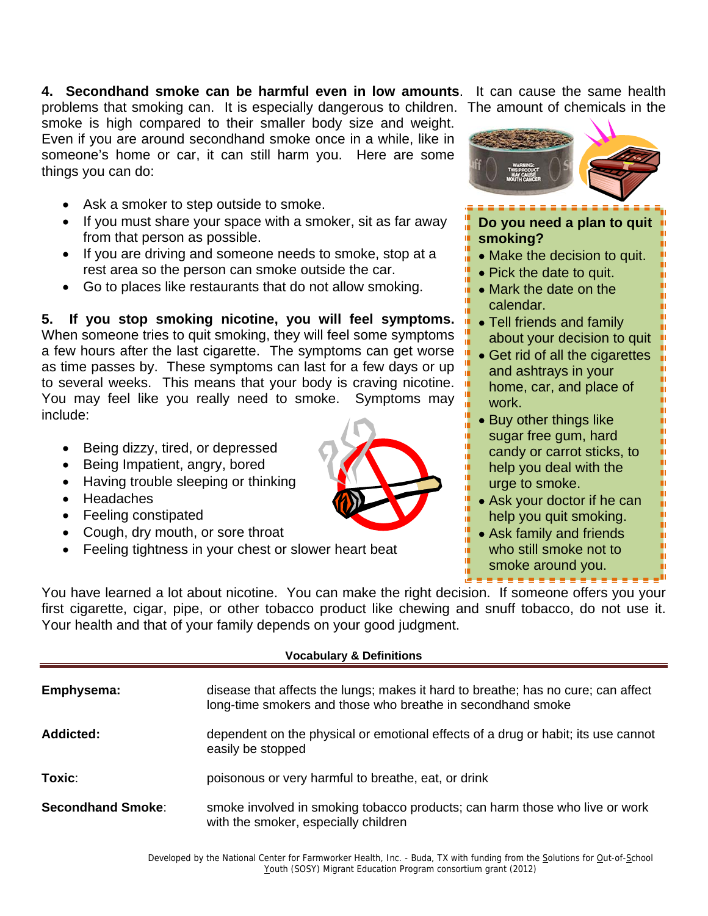**4. Secondhand smoke can be harmful even in low amounts**. It can cause the same health problems that smoking can. It is especially dangerous to children. The amount of chemicals in the smoke is high compared to their smaller body size and weight. Even if you are around secondhand smoke once in a while, like in someone's home or car, it can still harm you. Here are some things you can do:

- Ask a smoker to step outside to smoke.
- If you must share your space with a smoker, sit as far away from that person as possible.
- If you are driving and someone needs to smoke, stop at a rest area so the person can smoke outside the car.
- Go to places like restaurants that do not allow smoking.

**5. If you stop smoking nicotine, you will feel symptoms.** When someone tries to quit smoking, they will feel some symptoms a few hours after the last cigarette. The symptoms can get worse as time passes by. These symptoms can last for a few days or up to several weeks. This means that your body is craving nicotine. You may feel like you really need to smoke. Symptoms may include:

- Being dizzy, tired, or depressed
- Being Impatient, angry, bored
- Having trouble sleeping or thinking
- Headaches
- Feeling constipated
- Cough, dry mouth, or sore throat
- Feeling tightness in your chest or slower heart beat

**Do you need a plan to quit smoking?**

- Make the decision to quit.
- Pick the date to quit.
- Mark the date on the calendar.
- Tell friends and family about your decision to quit
- Get rid of all the cigarettes and ashtrays in your home, car, and place of work.
- Buy other things like sugar free gum, hard candy or carrot sticks, to help you deal with the urge to smoke.
- Ask your doctor if he can help you quit smoking.
- Ask family and friends who still smoke not to smoke around you.

You have learned a lot about nicotine. You can make the right decision. If someone offers you your first cigarette, cigar, pipe, or other tobacco product like chewing and snuff tobacco, do not use it. Your health and that of your family depends on your good judgment.

**Vocabulary & Definitions**

| | |
|---|---|
| **Emphysema:** | disease that affects the lungs; makes it hard to breathe; has no cure; can affect long-time smokers and those who breathe in secondhand smoke |
| **Addicted:** | dependent on the physical or emotional effects of a drug or habit; its use cannot easily be stopped |
| **Toxic**: | poisonous or very harmful to breathe, eat, or drink |
| **Secondhand Smoke**: | smoke involved in smoking tobacco products; can harm those who live or work with the smoker, especially children |

Developed by the National Center for Farmworker Health, Inc. - Buda, TX with funding from the Solutions for Out-of-School Youth (SOSY) Migrant Education Program consortium grant (2012)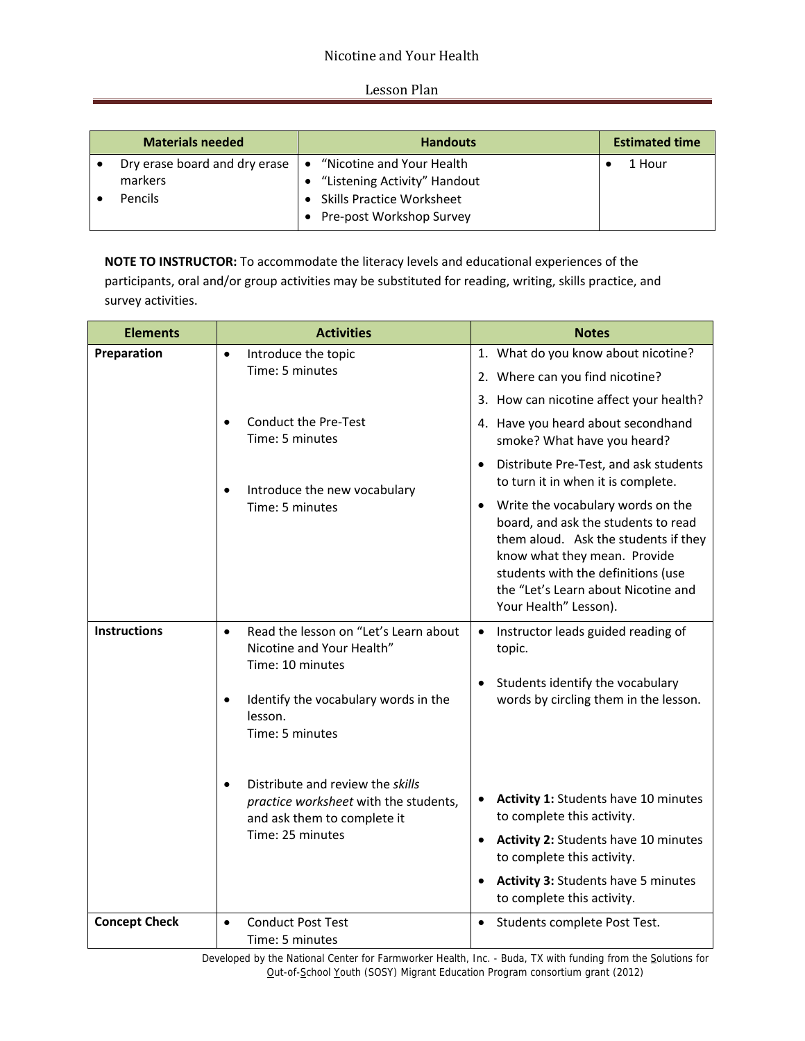# Nicotine and Your Health

## Lesson Plan

| Materials needed | Handouts | Estimated time |
|---|---|---|
| • Dry erase board and dry erase markers<br>• Pencils | • "Nicotine and Your Health<br>• "Listening Activity" Handout<br>• Skills Practice Worksheet<br>• Pre-post Workshop Survey | • 1 Hour |

**NOTE TO INSTRUCTOR:** To accommodate the literacy levels and educational experiences of the participants, oral and/or group activities may be substituted for reading, writing, skills practice, and survey activities.

| Elements | Activities | Notes |
|---|---|---|
| **Preparation** | • Introduce the topic<br>Time: 5 minutes<br><br>• Conduct the Pre-Test<br>Time: 5 minutes<br><br>• Introduce the new vocabulary<br>Time: 5 minutes | 1. What do you know about nicotine?<br>2. Where can you find nicotine?<br>3. How can nicotine affect your health?<br>4. Have you heard about secondhand smoke? What have you heard?<br>• Distribute Pre-Test, and ask students to turn it in when it is complete.<br>• Write the vocabulary words on the board, and ask the students to read them aloud. Ask the students if they know what they mean. Provide students with the definitions (use the "Let's Learn about Nicotine and Your Health" Lesson). |
| **Instructions** | • Read the lesson on "Let's Learn about Nicotine and Your Health"<br>Time: 10 minutes<br><br>• Identify the vocabulary words in the lesson.<br>Time: 5 minutes<br><br>• Distribute and review the *skills practice worksheet* with the students, and ask them to complete it<br>Time: 25 minutes | • Instructor leads guided reading of topic.<br><br>• Students identify the vocabulary words by circling them in the lesson.<br><br>• **Activity 1:** Students have 10 minutes to complete this activity.<br>• **Activity 2:** Students have 10 minutes to complete this activity.<br>• **Activity 3:** Students have 5 minutes to complete this activity. |
| **Concept Check** | • Conduct Post Test<br>Time: 5 minutes | • Students complete Post Test. |

Developed by the National Center for Farmworker Health, Inc. - Buda, TX with funding from the Solutions for Out-of-School Youth (SOSY) Migrant Education Program consortium grant (2012)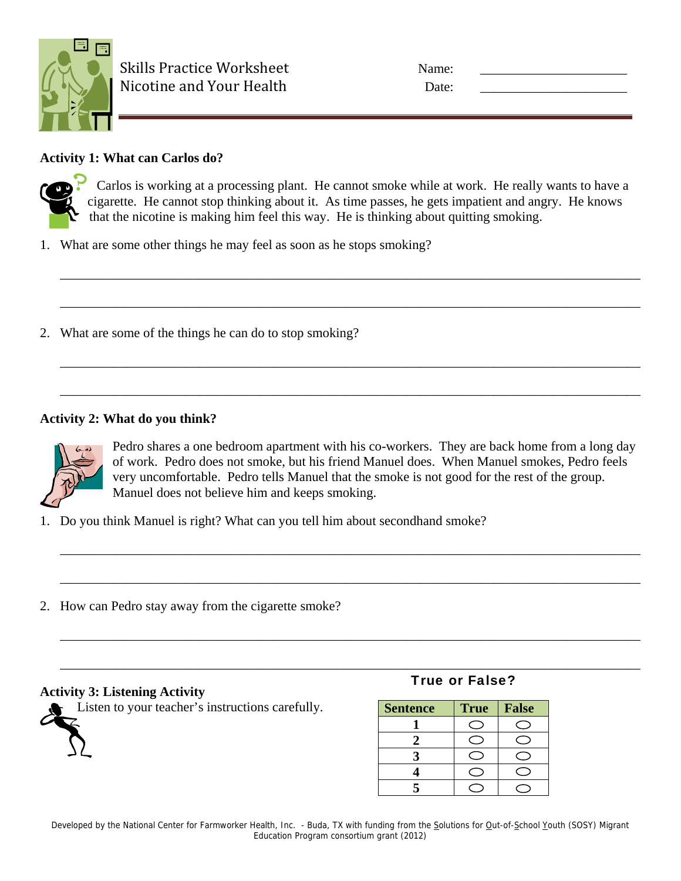# Skills Practice Worksheet
## Nicotine and Your Health

Name: ______________________

Date: ______________________

### Activity 1: What can Carlos do?

Carlos is working at a processing plant. He cannot smoke while at work. He really wants to have a cigarette. He cannot stop thinking about it. As time passes, he gets impatient and angry. He knows that the nicotine is making him feel this way. He is thinking about quitting smoking.

1. What are some other things he may feel as soon as he stops smoking?

________________________________________________________________________________

________________________________________________________________________________

2. What are some of the things he can do to stop smoking?

________________________________________________________________________________

________________________________________________________________________________

### Activity 2: What do you think?

Pedro shares a one bedroom apartment with his co-workers. They are back home from a long day of work. Pedro does not smoke, but his friend Manuel does. When Manuel smokes, Pedro feels very uncomfortable. Pedro tells Manuel that the smoke is not good for the rest of the group. Manuel does not believe him and keeps smoking.

1. Do you think Manuel is right? What can you tell him about secondhand smoke?

________________________________________________________________________________

________________________________________________________________________________

2. How can Pedro stay away from the cigarette smoke?

________________________________________________________________________________

________________________________________________________________________________

### Activity 3: Listening Activity

Listen to your teacher's instructions carefully.

**True or False?**

| Sentence | True | False |
|---|---|---|
| 1 | ◯ | ◯ |
| 2 | ◯ | ◯ |
| 3 | ◯ | ◯ |
| 4 | ◯ | ◯ |
| 5 | ◯ | ◯ |

Developed by the National Center for Farmworker Health, Inc. - Buda, TX with funding from the Solutions for Out-of-School Youth (SOSY) Migrant Education Program consortium grant (2012)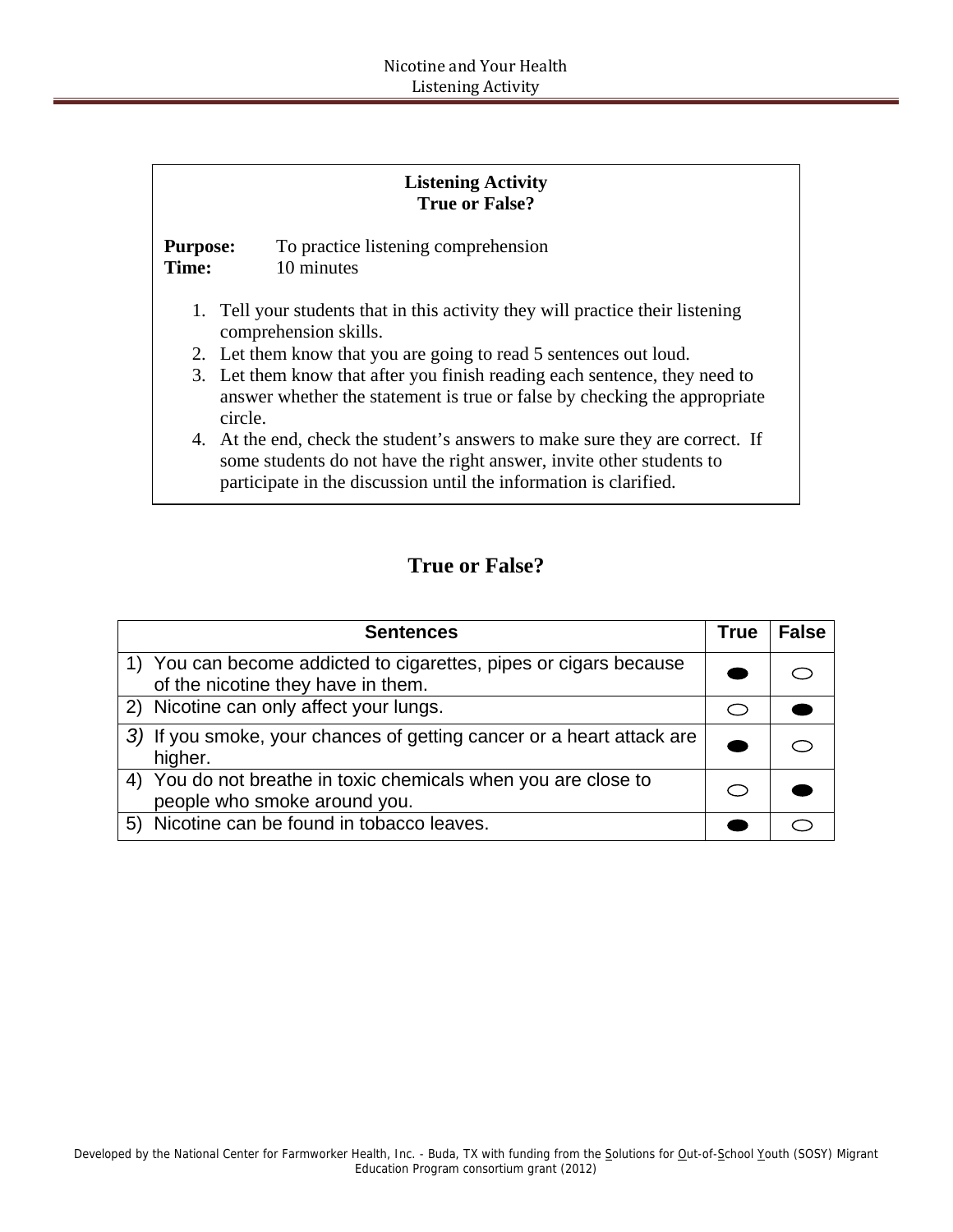## Listening Activity
## True or False?

**Purpose:** To practice listening comprehension
**Time:** 10 minutes

1. Tell your students that in this activity they will practice their listening comprehension skills.
2. Let them know that you are going to read 5 sentences out loud.
3. Let them know that after you finish reading each sentence, they need to answer whether the statement is true or false by checking the appropriate circle.
4. At the end, check the student's answers to make sure they are correct. If some students do not have the right answer, invite other students to participate in the discussion until the information is clarified.

## True or False?

| Sentences | True | False |
|---|---|---|
| 1) You can become addicted to cigarettes, pipes or cigars because of the nicotine they have in them. | ● | ○ |
| 2) Nicotine can only affect your lungs. | ○ | ● |
| 3) If you smoke, your chances of getting cancer or a heart attack are higher. | ● | ○ |
| 4) You do not breathe in toxic chemicals when you are close to people who smoke around you. | ○ | ● |
| 5) Nicotine can be found in tobacco leaves. | ● | ○ |

Developed by the National Center for Farmworker Health, Inc. - Buda, TX with funding from the Solutions for Out-of-School Youth (SOSY) Migrant Education Program consortium grant (2012)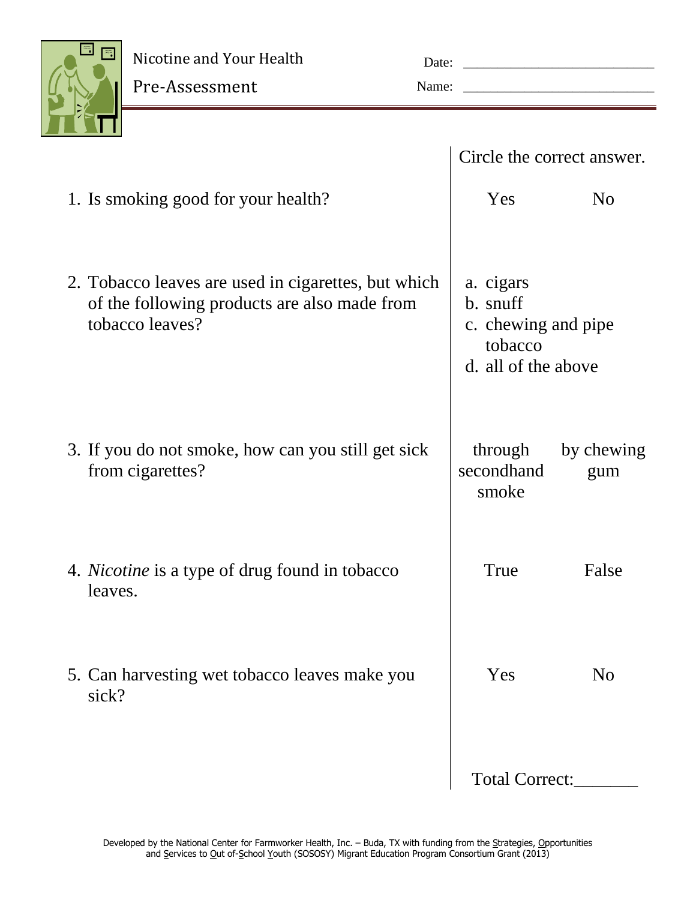# Nicotine and Your Health

## Pre-Assessment

Date: ___________________________

Name: ___________________________

| | Circle the correct answer. | |
|---|---|---|
| 1. Is smoking good for your health? | Yes | No |
| 2. Tobacco leaves are used in cigarettes, but which of the following products are also made from tobacco leaves? | a. cigars<br>b. snuff<br>c. chewing and pipe tobacco<br>d. all of the above | |
| 3. If you do not smoke, how can you still get sick from cigarettes? | through secondhand smoke | by chewing gum |
| 4. *Nicotine* is a type of drug found in tobacco leaves. | True | False |
| 5. Can harvesting wet tobacco leaves make you sick? | Yes | No |
| | Total Correct:_______ | |

Developed by the National Center for Farmworker Health, Inc. – Buda, TX with funding from the Strategies, Opportunities and Services to Out of-School Youth (SOSOSY) Migrant Education Program Consortium Grant (2013)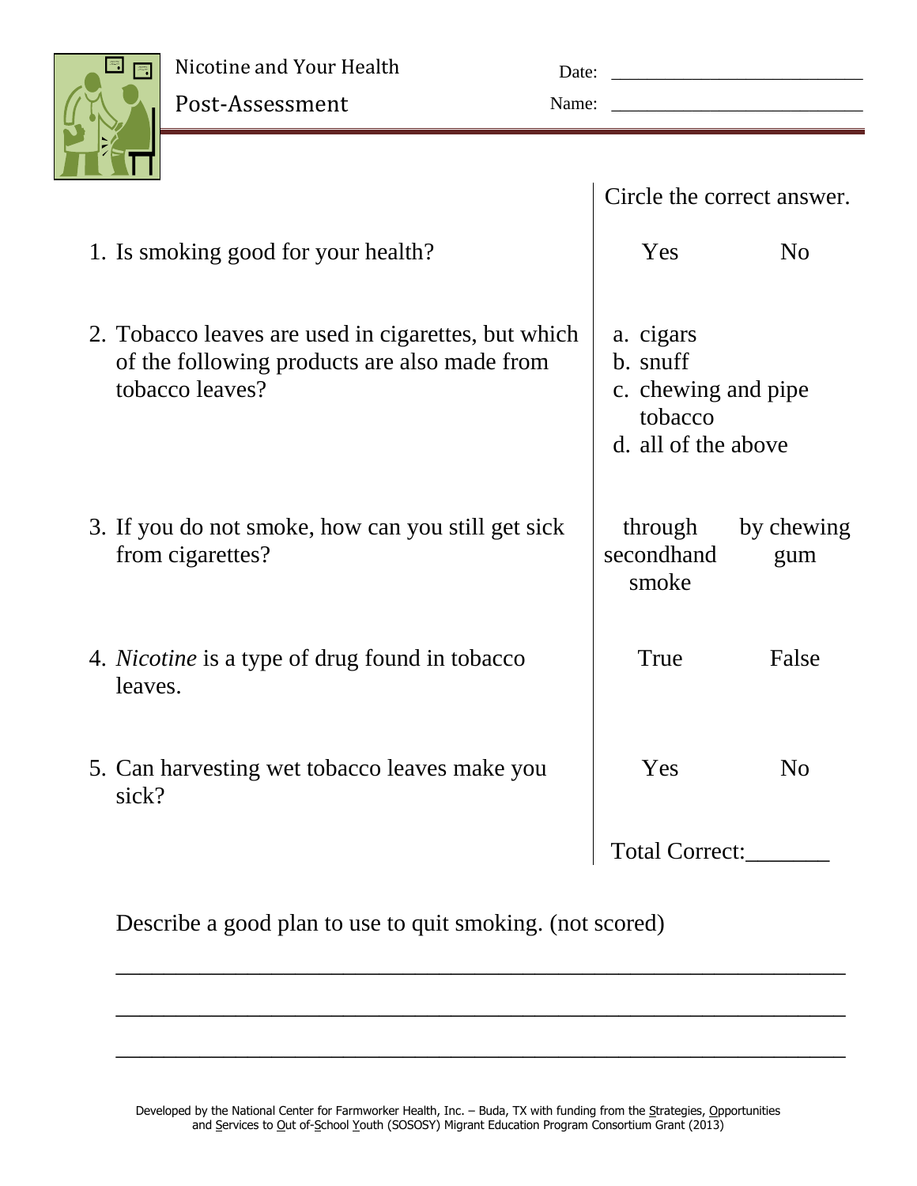Nicotine and Your Health

# Post-Assessment

Date: ___________________________

Name: ___________________________

| | Circle the correct answer. |
|---|---|
| 1. Is smoking good for your health? | Yes    No |
| 2. Tobacco leaves are used in cigarettes, but which of the following products are also made from tobacco leaves? | a. cigars<br>b. snuff<br>c. chewing and pipe tobacco<br>d. all of the above |
| 3. If you do not smoke, how can you still get sick from cigarettes? | through secondhand smoke    by chewing gum |
| 4. *Nicotine* is a type of drug found in tobacco leaves. | True    False |
| 5. Can harvesting wet tobacco leaves make you sick? | Yes    No |
| | Total Correct:_______ |

Describe a good plan to use to quit smoking. (not scored)

_______________________________________________________________

_______________________________________________________________

_______________________________________________________________

Developed by the National Center for Farmworker Health, Inc. – Buda, TX with funding from the Strategies, Opportunities and Services to Out of-School Youth (SOSOSY) Migrant Education Program Consortium Grant (2013)